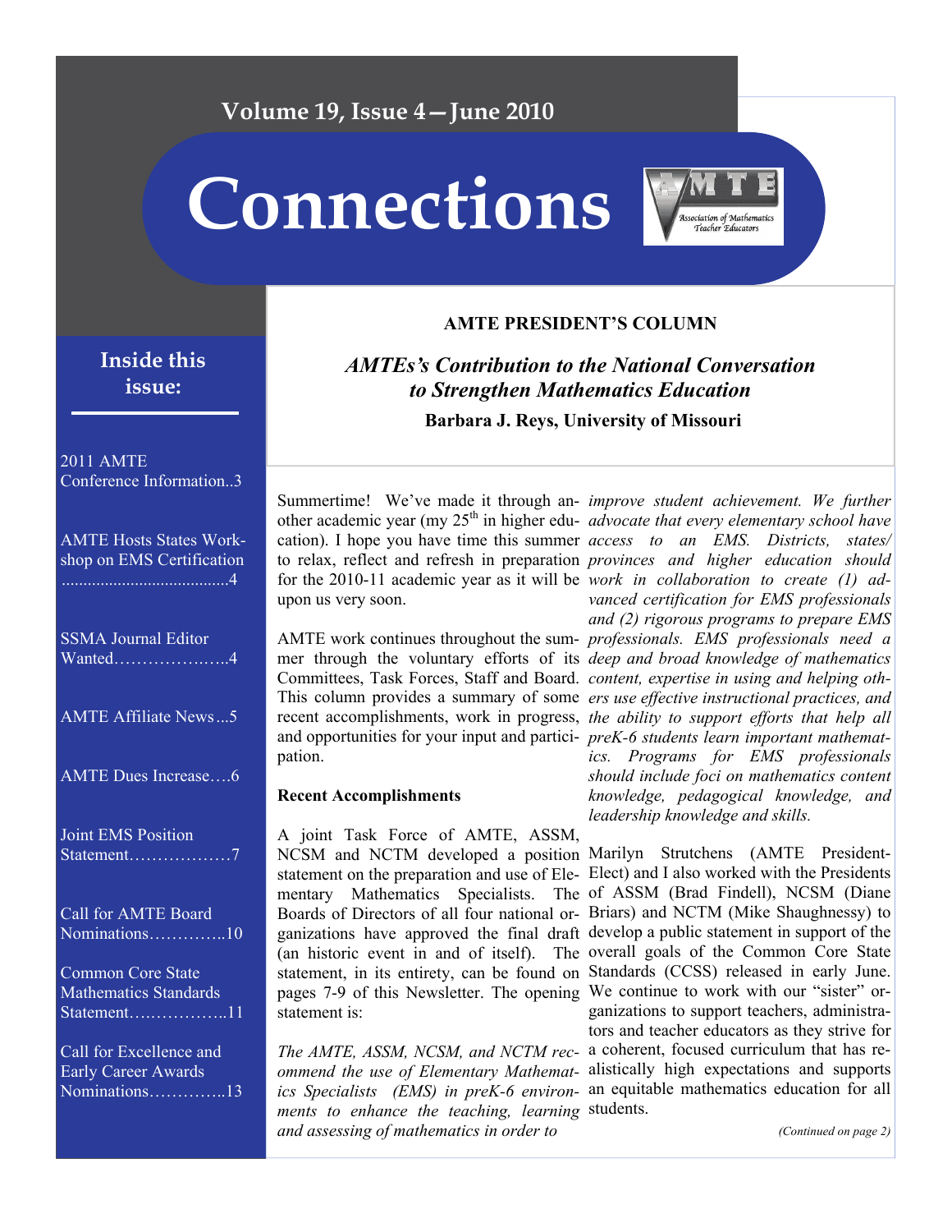# Connections

Volume 19, Issue 4—June 2010

## Inside this issue:

- 2011 AMTE Conference Information..3
- AMTE Hosts States Workshop on EMS Certification ......................................4
- SSMA Journal Editor Wanted………………..4
- AMTE Affiliate News...5
- AMTE Dues Increase….6
- Joint EMS Position Statement………………7
- Call for AMTE Board Nominations…………..10
- Common Core State Mathematics Standards Statement……………..11
- Call for Excellence and Early Career Awards Nominations…………..13

## AMTE PRESIDENT'S COLUMN

### *AMTEs's Contribution to the National Conversation to Strengthen Mathematics Education*

**Barbara J. Reys, University of Missouri**

Summertime! We've made it through another academic year (my 25th in higher education). I hope you have time this summer to relax, reflect and refresh in preparation for the 2010-11 academic year as it will be upon us very soon.

AMTE work continues throughout the summer through the voluntary efforts of its Committees, Task Forces, Staff and Board. This column provides a summary of some recent accomplishments, work in progress, and opportunities for your input and participation.

**Recent Accomplishments**

A joint Task Force of AMTE, ASSM, NCSM and NCTM developed a position statement on the preparation and use of Elementary Mathematics Specialists. The Boards of Directors of all four national organizations have approved the final draft (an historic event in and of itself). The statement, in its entirety, can be found on pages 7-9 of this Newsletter. The opening statement is:

*The AMTE, ASSM, NCSM, and NCTM recommend the use of Elementary Mathematics Specialists (EMS) in preK-6 environments to enhance the teaching, learning and assessing of mathematics in order to improve student achievement. We further advocate that every elementary school have access to an EMS. Districts, states/provinces and higher education should work in collaboration to create (1) advanced certification for EMS professionals and (2) rigorous programs to prepare EMS professionals. EMS professionals need a deep and broad knowledge of mathematics content, expertise in using and helping others use effective instructional practices, and the ability to support efforts that help all preK-6 students learn important mathematics. Programs for EMS professionals should include foci on mathematics content knowledge, pedagogical knowledge, and leadership knowledge and skills.*

Marilyn Strutchens (AMTE President-Elect) and I also worked with the Presidents of ASSM (Brad Findell), NCSM (Diane Briars) and NCTM (Mike Shaughnessy) to develop a public statement in support of the overall goals of the Common Core State Standards (CCSS) released in early June. We continue to work with our "sister" organizations to support teachers, administrators and teacher educators as they strive for a coherent, focused curriculum that has realistically high expectations and supports an equitable mathematics education for all students.

*(Continued on page 2)*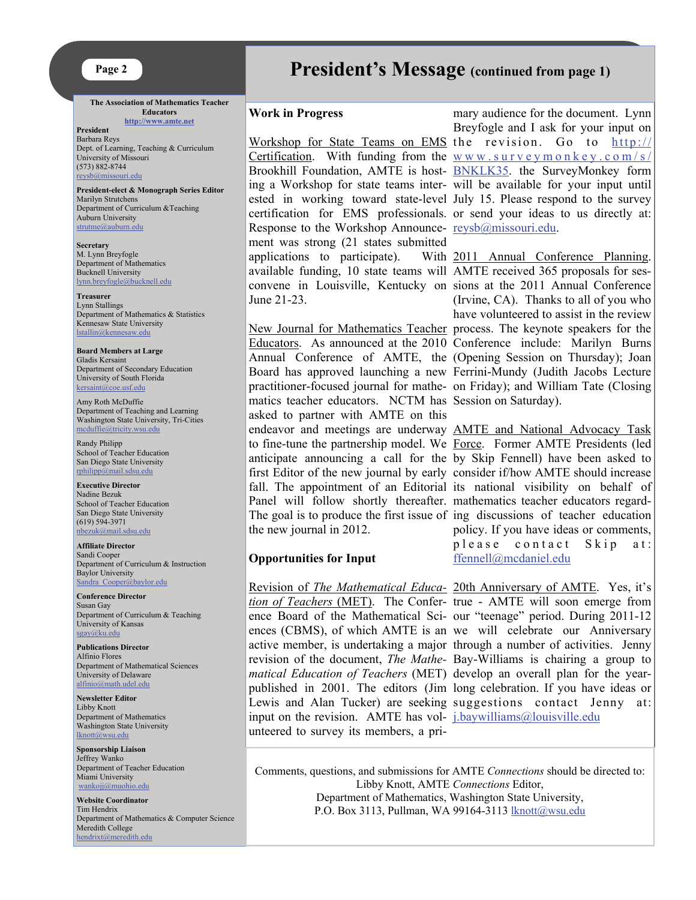# President's Message (continued from page 1)

## Work in Progress

Workshop for State Teams on EMS Certification. With funding from the Brookhill Foundation, AMTE is hosting a Workshop for state teams interested in working toward state-level certification for EMS professionals. Response to the Workshop Announcement was strong (21 states submitted applications to participate). With available funding, 10 state teams will convene in Louisville, Kentucky on June 21-23.

New Journal for Mathematics Teacher Educators. As announced at the 2010 Annual Conference of AMTE, the Board has approved launching a new practitioner-focused journal for mathematics teacher educators. NCTM has asked to partner with AMTE on this endeavor and meetings are underway to fine-tune the partnership model. We anticipate announcing a call for the first Editor of the new journal by early fall. The appointment of an Editorial Panel will follow shortly thereafter. The goal is to produce the first issue of the new journal in 2012.

## Opportunities for Input

Revision of *The Mathematical Education of Teachers* (MET). The Conference Board of the Mathematical Sciences (CBMS), of which AMTE is an active member, is undertaking a major revision of the document, *The Mathematical Education of Teachers* (MET) published in 2001. The editors (Jim Lewis and Alan Tucker) are seeking input on the revision. AMTE has volunteered to survey its members, a primary audience for the document. Lynn Breyfogle and I ask for your input on the revision. Go to http://www.surveymonkey.com/s/BNKLK35. the SurveyMonkey form will be available for your input until July 15. Please respond to the survey or send your ideas to us directly at: reysb@missouri.edu.

2011 Annual Conference Planning. AMTE received 365 proposals for sessions at the 2011 Annual Conference (Irvine, CA). Thanks to all of you who have volunteered to assist in the review process. The keynote speakers for the Conference include: Marilyn Burns (Opening Session on Thursday); Joan Ferrini-Mundy (Judith Jacobs Lecture on Friday); and William Tate (Closing Session on Saturday).

AMTE and National Advocacy Task Force. Former AMTE Presidents (led by Skip Fennell) have been asked to consider if/how AMTE should increase its national visibility on behalf of mathematics teacher educators regarding discussions of teacher education policy. If you have ideas or comments, please contact Skip at: ffennell@mcdaniel.edu

20th Anniversary of AMTE. Yes, it's true - AMTE will soon emerge from our "teenage" period. During 2011-12 we will celebrate our Anniversary through a number of activities. Jenny Bay-Williams is chairing a group to develop an overall plan for the year-long celebration. If you have ideas or suggestions contact Jenny at: j.baywilliams@louisville.edu

---

Comments, questions, and submissions for AMTE *Connections* should be directed to:
Libby Knott, AMTE *Connections* Editor,
Department of Mathematics, Washington State University,
P.O. Box 3113, Pullman, WA 99164-3113 lknott@wsu.edu

---

**The Association of Mathematics Teacher Educators**
http://www.amte.net

**President**
Barbara Reys
Dept. of Learning, Teaching & Curriculum
University of Missouri
(573) 882-8744
reysb@missouri.edu

**President-elect & Monograph Series Editor**
Marilyn Strutchens
Department of Curriculum &Teaching
Auburn University
strutme@auburn.edu

**Secretary**
M. Lynn Breyfogle
Department of Mathematics
Bucknell University
lynn.breyfogle@bucknell.edu

**Treasurer**
Lynn Stallings
Department of Mathematics & Statistics
Kennesaw State University
lstallin@kennesaw.edu

**Board Members at Large**
Gladis Kersaint
Department of Secondary Education
University of South Florida
kersaint@coe.usf.edu

Amy Roth McDuffie
Department of Teaching and Learning
Washington State University, Tri-Cities
mcduffie@tricity.wsu.edu

Randy Philipp
School of Teacher Education
San Diego State University
rphilipp@mail.sdsu.edu

**Executive Director**
Nadine Bezuk
School of Teacher Education
San Diego State University
(619) 594-3971
nbezuk@mail.sdsu.edu

**Affiliate Director**
Sandi Cooper
Department of Curriculum & Instruction
Baylor University
Sandra_Cooper@baylor.edu

**Conference Director**
Susan Gay
Department of Curriculum & Teaching
University of Kansas
sgay@ku.edu

**Publications Director**
Alfinio Flores
Department of Mathematical Sciences
University of Delaware
alfinio@math.udel.edu

**Newsletter Editor**
Libby Knott
Department of Mathematics
Washington State University
lknott@wsu.edu

**Sponsorship Liaison**
Jeffrey Wanko
Department of Teacher Education
Miami University
wankojj@muohio.edu

**Website Coordinator**
Tim Hendrix
Department of Mathematics & Computer Science
Meredith College
hendrixt@meredith.edu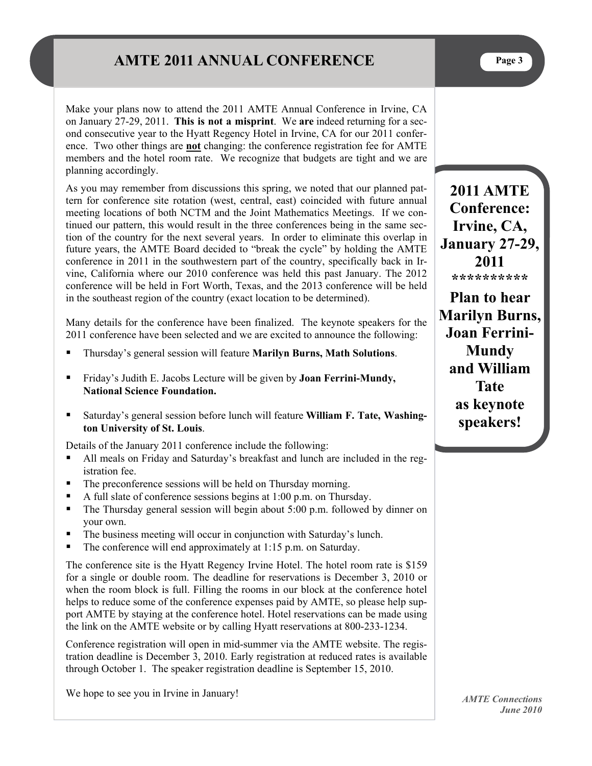# AMTE 2011 ANNUAL CONFERENCE

Make your plans now to attend the 2011 AMTE Annual Conference in Irvine, CA on January 27-29, 2011. **This is not a misprint**. We **are** indeed returning for a second consecutive year to the Hyatt Regency Hotel in Irvine, CA for our 2011 conference. Two other things are **not** changing: the conference registration fee for AMTE members and the hotel room rate. We recognize that budgets are tight and we are planning accordingly.

As you may remember from discussions this spring, we noted that our planned pattern for conference site rotation (west, central, east) coincided with future annual meeting locations of both NCTM and the Joint Mathematics Meetings. If we continued our pattern, this would result in the three conferences being in the same section of the country for the next several years. In order to eliminate this overlap in future years, the AMTE Board decided to "break the cycle" by holding the AMTE conference in 2011 in the southwestern part of the country, specifically back in Irvine, California where our 2010 conference was held this past January. The 2012 conference will be held in Fort Worth, Texas, and the 2013 conference will be held in the southeast region of the country (exact location to be determined).

Many details for the conference have been finalized. The keynote speakers for the 2011 conference have been selected and we are excited to announce the following:

- Thursday's general session will feature **Marilyn Burns, Math Solutions**.
- Friday's Judith E. Jacobs Lecture will be given by **Joan Ferrini-Mundy, National Science Foundation.**
- Saturday's general session before lunch will feature **William F. Tate, Washington University of St. Louis**.

Details of the January 2011 conference include the following:

- All meals on Friday and Saturday's breakfast and lunch are included in the registration fee.
- The preconference sessions will be held on Thursday morning.
- A full slate of conference sessions begins at 1:00 p.m. on Thursday.
- The Thursday general session will begin about 5:00 p.m. followed by dinner on your own.
- The business meeting will occur in conjunction with Saturday's lunch.
- The conference will end approximately at 1:15 p.m. on Saturday.

The conference site is the Hyatt Regency Irvine Hotel. The hotel room rate is $159 for a single or double room. The deadline for reservations is December 3, 2010 or when the room block is full. Filling the rooms in our block at the conference hotel helps to reduce some of the conference expenses paid by AMTE, so please help support AMTE by staying at the conference hotel. Hotel reservations can be made using the link on the AMTE website or by calling Hyatt reservations at 800-233-1234.

Conference registration will open in mid-summer via the AMTE website. The registration deadline is December 3, 2010. Early registration at reduced rates is available through October 1. The speaker registration deadline is September 15, 2010.

We hope to see you in Irvine in January!

**2011 AMTE Conference: Irvine, CA, January 27-29, 2011**

**\*\*\*\*\*\*\*\*\*\***

**Plan to hear Marilyn Burns, Joan Ferrini-Mundy and William Tate as keynote speakers!**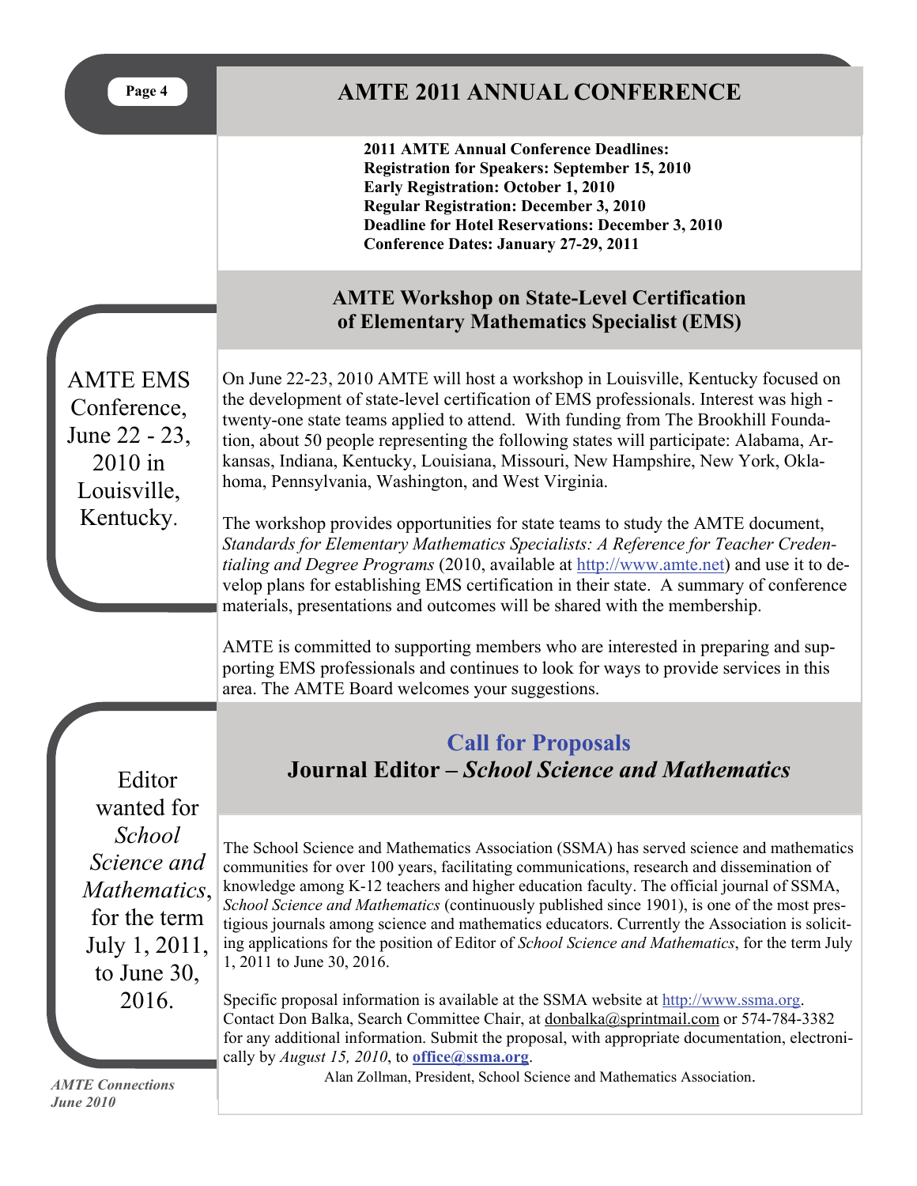# AMTE 2011 ANNUAL CONFERENCE

**2011 AMTE Annual Conference Deadlines:**
**Registration for Speakers: September 15, 2010**
**Early Registration: October 1, 2010**
**Regular Registration: December 3, 2010**
**Deadline for Hotel Reservations: December 3, 2010**
**Conference Dates: January 27-29, 2011**

## AMTE Workshop on State-Level Certification of Elementary Mathematics Specialist (EMS)

AMTE EMS Conference, June 22 - 23, 2010 in Louisville, Kentucky.

On June 22-23, 2010 AMTE will host a workshop in Louisville, Kentucky focused on the development of state-level certification of EMS professionals. Interest was high - twenty-one state teams applied to attend. With funding from The Brookhill Foundation, about 50 people representing the following states will participate: Alabama, Arkansas, Indiana, Kentucky, Louisiana, Missouri, New Hampshire, New York, Oklahoma, Pennsylvania, Washington, and West Virginia.

The workshop provides opportunities for state teams to study the AMTE document, *Standards for Elementary Mathematics Specialists: A Reference for Teacher Credentialing and Degree Programs* (2010, available at http://www.amte.net) and use it to develop plans for establishing EMS certification in their state. A summary of conference materials, presentations and outcomes will be shared with the membership.

AMTE is committed to supporting members who are interested in preparing and supporting EMS professionals and continues to look for ways to provide services in this area. The AMTE Board welcomes your suggestions.

## Call for Proposals
## Journal Editor – *School Science and Mathematics*

Editor wanted for *School Science and Mathematics*, for the term July 1, 2011, to June 30, 2016.

The School Science and Mathematics Association (SSMA) has served science and mathematics communities for over 100 years, facilitating communications, research and dissemination of knowledge among K-12 teachers and higher education faculty. The official journal of SSMA, *School Science and Mathematics* (continuously published since 1901), is one of the most prestigious journals among science and mathematics educators. Currently the Association is soliciting applications for the position of Editor of *School Science and Mathematics*, for the term July 1, 2011 to June 30, 2016.

Specific proposal information is available at the SSMA website at http://www.ssma.org. Contact Don Balka, Search Committee Chair, at donbalka@sprintmail.com or 574-784-3382 for any additional information. Submit the proposal, with appropriate documentation, electronically by *August 15, 2010*, to **office@ssma.org**.

Alan Zollman, President, School Science and Mathematics Association.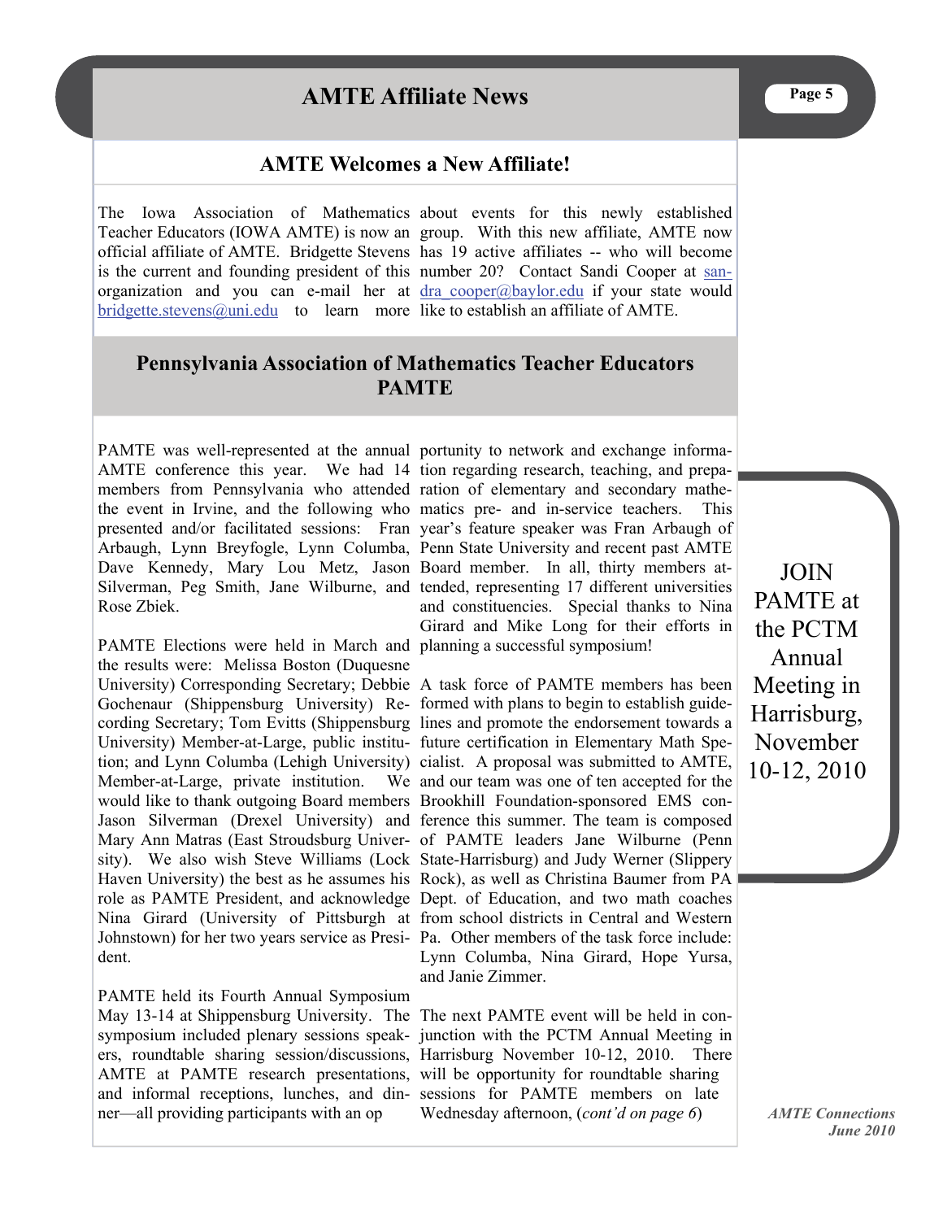# AMTE Affiliate News

## AMTE Welcomes a New Affiliate!

The Iowa Association of Mathematics Teacher Educators (IOWA AMTE) is now an official affiliate of AMTE. Bridgette Stevens is the current and founding president of this organization and you can e-mail her at bridgette.stevens@uni.edu to learn more about events for this newly established group. With this new affiliate, AMTE now has 19 active affiliates -- who will become number 20? Contact Sandi Cooper at sandra_cooper@baylor.edu if your state would like to establish an affiliate of AMTE.

## Pennsylvania Association of Mathematics Teacher Educators PAMTE

PAMTE was well-represented at the annual AMTE conference this year. We had 14 members from Pennsylvania who attended the event in Irvine, and the following who presented and/or facilitated sessions: Fran Arbaugh, Lynn Breyfogle, Lynn Columba, Dave Kennedy, Mary Lou Metz, Jason Silverman, Peg Smith, Jane Wilburne, and Rose Zbiek.

PAMTE Elections were held in March and the results were: Melissa Boston (Duquesne University) Corresponding Secretary; Debbie Gochenaur (Shippensburg University) Recording Secretary; Tom Evitts (Shippensburg University) Member-at-Large, public institution; and Lynn Columba (Lehigh University) Member-at-Large, private institution. We would like to thank outgoing Board members Jason Silverman (Drexel University) and Mary Ann Matras (East Stroudsburg University). We also wish Steve Williams (Lock Haven University) the best as he assumes his role as PAMTE President, and acknowledge Nina Girard (University of Pittsburgh at Johnstown) for her two years service as President.

PAMTE held its Fourth Annual Symposium May 13-14 at Shippensburg University. The symposium included plenary sessions speakers, roundtable sharing session/discussions, AMTE at PAMTE research presentations, and informal receptions, lunches, and dinner—all providing participants with an opportunity to network and exchange information regarding research, teaching, and preparation of elementary and secondary mathematics pre- and in-service teachers. This year's feature speaker was Fran Arbaugh of Penn State University and recent past AMTE Board member. In all, thirty members attended, representing 17 different universities and constituencies. Special thanks to Nina Girard and Mike Long for their efforts in planning a successful symposium!

A task force of PAMTE members has been formed with plans to begin to establish guidelines and promote the endorsement towards a future certification in Elementary Math Specialist. A proposal was submitted to AMTE, and our team was one of ten accepted for the Brookhill Foundation-sponsored EMS conference this summer. The team is composed of PAMTE leaders Jane Wilburne (Penn State-Harrisburg) and Judy Werner (Slippery Rock), as well as Christina Baumer from PA Dept. of Education, and two math coaches from school districts in Central and Western Pa. Other members of the task force include: Lynn Columba, Nina Girard, Hope Yursa, and Janie Zimmer.

The next PAMTE event will be held in conjunction with the PCTM Annual Meeting in Harrisburg November 10-12, 2010. There will be opportunity for roundtable sharing sessions for PAMTE members on late Wednesday afternoon, (*cont'd on page 6*)

JOIN PAMTE at the PCTM Annual Meeting in Harrisburg, November 10-12, 2010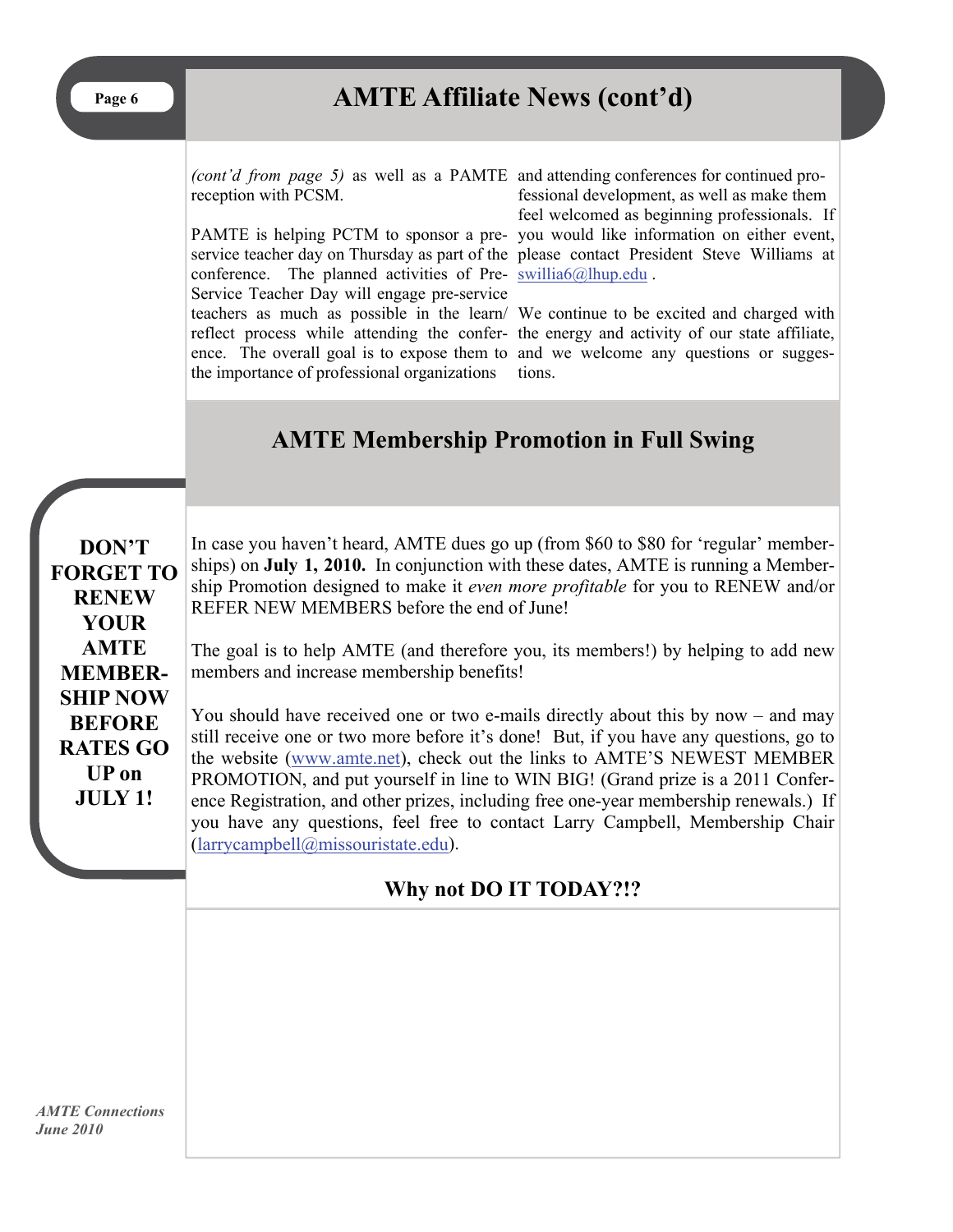## AMTE Affiliate News (cont'd)

*(cont'd from page 5)* as well as a PAMTE reception with PCSM.

PAMTE is helping PCTM to sponsor a pre-service teacher day on Thursday as part of the conference. The planned activities of Pre-Service Teacher Day will engage pre-service teachers as much as possible in the learn/reflect process while attending the conference. The overall goal is to expose them to the importance of professional organizations and attending conferences for continued professional development, as well as make them feel welcomed as beginning professionals. If you would like information on either event, please contact President Steve Williams at swillia6@lhup.edu .

We continue to be excited and charged with the energy and activity of our state affiliate, and we welcome any questions or suggestions.

## AMTE Membership Promotion in Full Swing

**DON'T FORGET TO RENEW YOUR AMTE MEMBERSHIP NOW BEFORE RATES GO UP on JULY 1!**

In case you haven't heard, AMTE dues go up (from $60 to $80 for 'regular' memberships) on **July 1, 2010.** In conjunction with these dates, AMTE is running a Membership Promotion designed to make it *even more profitable* for you to RENEW and/or REFER NEW MEMBERS before the end of June!

The goal is to help AMTE (and therefore you, its members!) by helping to add new members and increase membership benefits!

You should have received one or two e-mails directly about this by now – and may still receive one or two more before it's done! But, if you have any questions, go to the website (www.amte.net), check out the links to AMTE'S NEWEST MEMBER PROMOTION, and put yourself in line to WIN BIG! (Grand prize is a 2011 Conference Registration, and other prizes, including free one-year membership renewals.) If you have any questions, feel free to contact Larry Campbell, Membership Chair (larrycampbell@missouristate.edu).

**Why not DO IT TODAY?!?**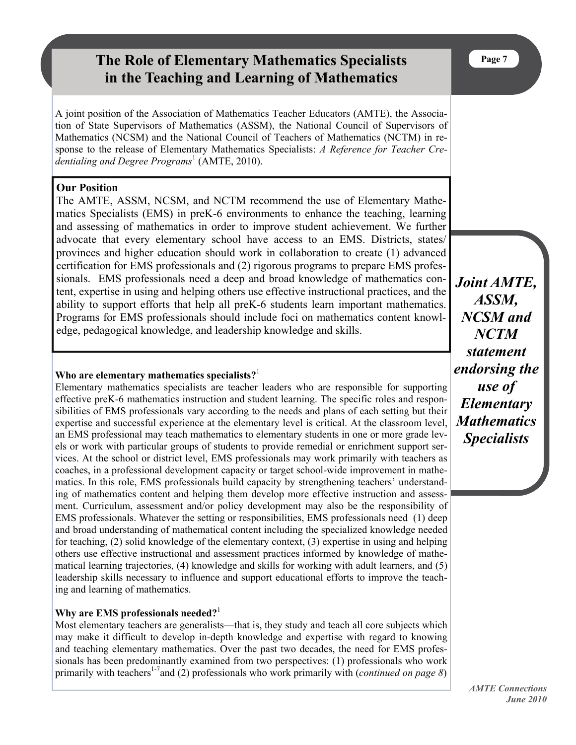# The Role of Elementary Mathematics Specialists in the Teaching and Learning of Mathematics

A joint position of the Association of Mathematics Teacher Educators (AMTE), the Association of State Supervisors of Mathematics (ASSM), the National Council of Supervisors of Mathematics (NCSM) and the National Council of Teachers of Mathematics (NCTM) in response to the release of Elementary Mathematics Specialists: *A Reference for Teacher Credentialing and Degree Programs*[1] (AMTE, 2010).

**Our Position**

The AMTE, ASSM, NCSM, and NCTM recommend the use of Elementary Mathematics Specialists (EMS) in preK-6 environments to enhance the teaching, learning and assessing of mathematics in order to improve student achievement. We further advocate that every elementary school have access to an EMS. Districts, states/provinces and higher education should work in collaboration to create (1) advanced certification for EMS professionals and (2) rigorous programs to prepare EMS professionals. EMS professionals need a deep and broad knowledge of mathematics content, expertise in using and helping others use effective instructional practices, and the ability to support efforts that help all preK-6 students learn important mathematics. Programs for EMS professionals should include foci on mathematics content knowledge, pedagogical knowledge, and leadership knowledge and skills.

***Joint AMTE, ASSM, NCSM and NCTM statement endorsing the use of Elementary Mathematics Specialists***

### Who are elementary mathematics specialists?[1]

Elementary mathematics specialists are teacher leaders who are responsible for supporting effective preK-6 mathematics instruction and student learning. The specific roles and responsibilities of EMS professionals vary according to the needs and plans of each setting but their expertise and successful experience at the elementary level is critical. At the classroom level, an EMS professional may teach mathematics to elementary students in one or more grade levels or work with particular groups of students to provide remedial or enrichment support services. At the school or district level, EMS professionals may work primarily with teachers as coaches, in a professional development capacity or target school-wide improvement in mathematics. In this role, EMS professionals build capacity by strengthening teachers' understanding of mathematics content and helping them develop more effective instruction and assessment. Curriculum, assessment and/or policy development may also be the responsibility of EMS professionals. Whatever the setting or responsibilities, EMS professionals need (1) deep and broad understanding of mathematical content including the specialized knowledge needed for teaching, (2) solid knowledge of the elementary context, (3) expertise in using and helping others use effective instructional and assessment practices informed by knowledge of mathematical learning trajectories, (4) knowledge and skills for working with adult learners, and (5) leadership skills necessary to influence and support educational efforts to improve the teaching and learning of mathematics.

### Why are EMS professionals needed?[1]

Most elementary teachers are generalists—that is, they study and teach all core subjects which may make it difficult to develop in-depth knowledge and expertise with regard to knowing and teaching elementary mathematics. Over the past two decades, the need for EMS professionals has been predominantly examined from two perspectives: (1) professionals who work primarily with teachers[1-7] and (2) professionals who work primarily with (*continued on page 8*)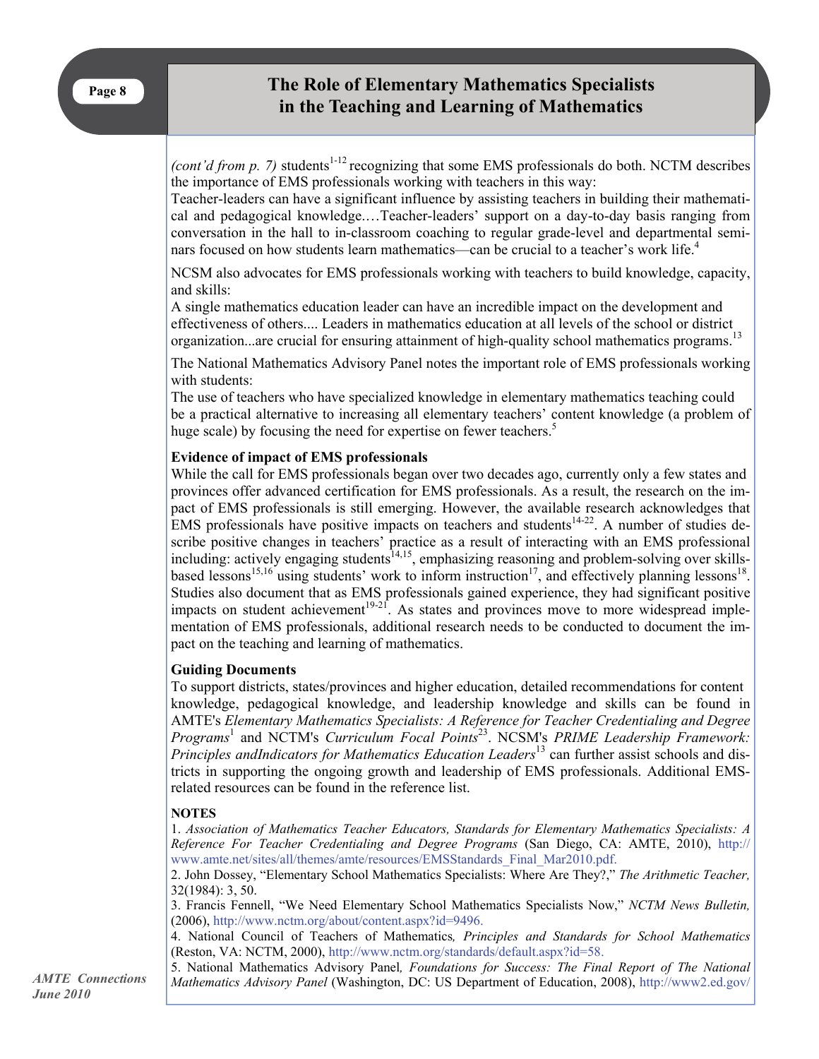# The Role of Elementary Mathematics Specialists in the Teaching and Learning of Mathematics

*(cont'd from p. 7)* students[1-12] recognizing that some EMS professionals do both. NCTM describes the importance of EMS professionals working with teachers in this way:

Teacher-leaders can have a significant influence by assisting teachers in building their mathematical and pedagogical knowledge.…Teacher-leaders' support on a day-to-day basis ranging from conversation in the hall to in-classroom coaching to regular grade-level and departmental seminars focused on how students learn mathematics—can be crucial to a teacher's work life.[4]

NCSM also advocates for EMS professionals working with teachers to build knowledge, capacity, and skills:

A single mathematics education leader can have an incredible impact on the development and effectiveness of others.... Leaders in mathematics education at all levels of the school or district organization...are crucial for ensuring attainment of high-quality school mathematics programs.[13]

The National Mathematics Advisory Panel notes the important role of EMS professionals working with students:

The use of teachers who have specialized knowledge in elementary mathematics teaching could be a practical alternative to increasing all elementary teachers' content knowledge (a problem of huge scale) by focusing the need for expertise on fewer teachers.[5]

**Evidence of impact of EMS professionals**

While the call for EMS professionals began over two decades ago, currently only a few states and provinces offer advanced certification for EMS professionals. As a result, the research on the impact of EMS professionals is still emerging. However, the available research acknowledges that EMS professionals have positive impacts on teachers and students[14-22]. A number of studies describe positive changes in teachers' practice as a result of interacting with an EMS professional including: actively engaging students[14,15], emphasizing reasoning and problem-solving over skills-based lessons[15,16] using students' work to inform instruction[17], and effectively planning lessons[18]. Studies also document that as EMS professionals gained experience, they had significant positive impacts on student achievement[19-21]. As states and provinces move to more widespread implementation of EMS professionals, additional research needs to be conducted to document the impact on the teaching and learning of mathematics.

**Guiding Documents**

To support districts, states/provinces and higher education, detailed recommendations for content knowledge, pedagogical knowledge, and leadership knowledge and skills can be found in AMTE's *Elementary Mathematics Specialists: A Reference for Teacher Credentialing and Degree Programs*[1] and NCTM's *Curriculum Focal Points*[23]. NCSM's *PRIME Leadership Framework: Principles andIndicators for Mathematics Education Leaders*[13] can further assist schools and districts in supporting the ongoing growth and leadership of EMS professionals. Additional EMS-related resources can be found in the reference list.

**NOTES**

1. *Association of Mathematics Teacher Educators, Standards for Elementary Mathematics Specialists: A Reference For Teacher Credentialing and Degree Programs* (San Diego, CA: AMTE, 2010), http://www.amte.net/sites/all/themes/amte/resources/EMSStandards_Final_Mar2010.pdf.

2. John Dossey, "Elementary School Mathematics Specialists: Where Are They?," *The Arithmetic Teacher,* 32(1984): 3, 50.

3. Francis Fennell, "We Need Elementary School Mathematics Specialists Now," *NCTM News Bulletin,* (2006), http://www.nctm.org/about/content.aspx?id=9496.

4. National Council of Teachers of Mathematics*, Principles and Standards for School Mathematics* (Reston, VA: NCTM, 2000), http://www.nctm.org/standards/default.aspx?id=58.

5. National Mathematics Advisory Panel*, Foundations for Success: The Final Report of The National Mathematics Advisory Panel* (Washington, DC: US Department of Education, 2008), http://www2.ed.gov/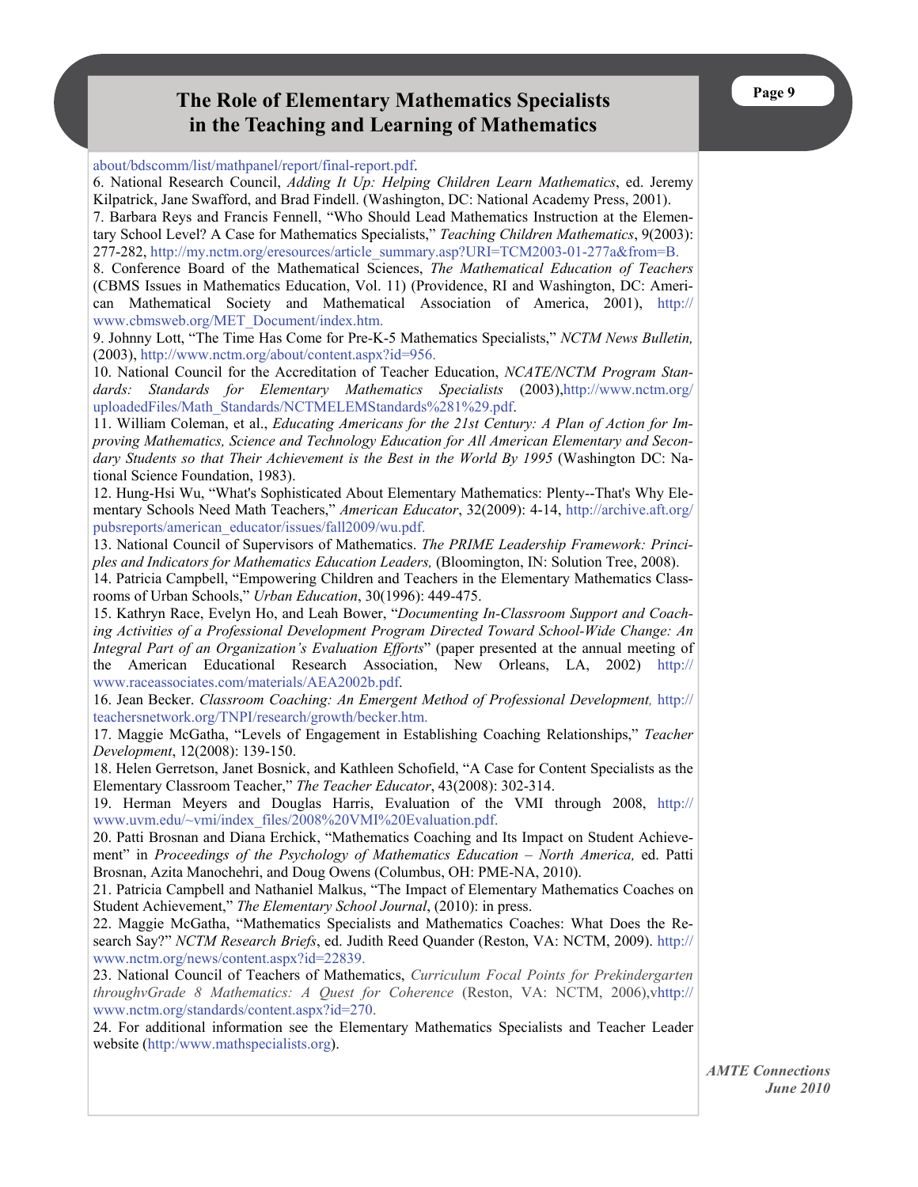about/bdscomm/list/mathpanel/report/final-report.pdf.

6. National Research Council, *Adding It Up: Helping Children Learn Mathematics*, ed. Jeremy Kilpatrick, Jane Swafford, and Brad Findell. (Washington, DC: National Academy Press, 2001).

7. Barbara Reys and Francis Fennell, "Who Should Lead Mathematics Instruction at the Elementary School Level? A Case for Mathematics Specialists," *Teaching Children Mathematics*, 9(2003): 277-282, http://my.nctm.org/eresources/article_summary.asp?URI=TCM2003-01-277a&from=B.

8. Conference Board of the Mathematical Sciences, *The Mathematical Education of Teachers* (CBMS Issues in Mathematics Education, Vol. 11) (Providence, RI and Washington, DC: American Mathematical Society and Mathematical Association of America, 2001), http://www.cbmsweb.org/MET_Document/index.htm.

9. Johnny Lott, "The Time Has Come for Pre-K-5 Mathematics Specialists," *NCTM News Bulletin,* (2003), http://www.nctm.org/about/content.aspx?id=956.

10. National Council for the Accreditation of Teacher Education, *NCATE/NCTM Program Standards: Standards for Elementary Mathematics Specialists* (2003),http://www.nctm.org/uploadedFiles/Math_Standards/NCTMELEMStandards%281%29.pdf.

11. William Coleman, et al., *Educating Americans for the 21st Century: A Plan of Action for Improving Mathematics, Science and Technology Education for All American Elementary and Secondary Students so that Their Achievement is the Best in the World By 1995* (Washington DC: National Science Foundation, 1983).

12. Hung-Hsi Wu, "What's Sophisticated About Elementary Mathematics: Plenty--That's Why Elementary Schools Need Math Teachers," *American Educator*, 32(2009): 4-14, http://archive.aft.org/pubsreports/american_educator/issues/fall2009/wu.pdf.

13. National Council of Supervisors of Mathematics. *The PRIME Leadership Framework: Principles and Indicators for Mathematics Education Leaders,* (Bloomington, IN: Solution Tree, 2008).

14. Patricia Campbell, "Empowering Children and Teachers in the Elementary Mathematics Classrooms of Urban Schools," *Urban Education*, 30(1996): 449-475.

15. Kathryn Race, Evelyn Ho, and Leah Bower, "*Documenting In-Classroom Support and Coaching Activities of a Professional Development Program Directed Toward School-Wide Change: An Integral Part of an Organization's Evaluation Efforts*" (paper presented at the annual meeting of the American Educational Research Association, New Orleans, LA, 2002) http://www.raceassociates.com/materials/AEA2002b.pdf.

16. Jean Becker. *Classroom Coaching: An Emergent Method of Professional Development,* http://teachersnetwork.org/TNPI/research/growth/becker.htm.

17. Maggie McGatha, "Levels of Engagement in Establishing Coaching Relationships," *Teacher Development*, 12(2008): 139-150.

18. Helen Gerretson, Janet Bosnick, and Kathleen Schofield, "A Case for Content Specialists as the Elementary Classroom Teacher," *The Teacher Educator*, 43(2008): 302-314.

19. Herman Meyers and Douglas Harris, Evaluation of the VMI through 2008, http://www.uvm.edu/~vmi/index_files/2008%20VMI%20Evaluation.pdf.

20. Patti Brosnan and Diana Erchick, "Mathematics Coaching and Its Impact on Student Achievement" in *Proceedings of the Psychology of Mathematics Education – North America,* ed. Patti Brosnan, Azita Manochehri, and Doug Owens (Columbus, OH: PME-NA, 2010).

21. Patricia Campbell and Nathaniel Malkus, "The Impact of Elementary Mathematics Coaches on Student Achievement," *The Elementary School Journal*, (2010): in press.

22. Maggie McGatha, "Mathematics Specialists and Mathematics Coaches: What Does the Research Say?" *NCTM Research Briefs*, ed. Judith Reed Quander (Reston, VA: NCTM, 2009). http://www.nctm.org/news/content.aspx?id=22839.

23. National Council of Teachers of Mathematics, *Curriculum Focal Points for Prekindergarten throughvGrade 8 Mathematics: A Quest for Coherence* (Reston, VA: NCTM, 2006),vhttp://www.nctm.org/standards/content.aspx?id=270.

24. For additional information see the Elementary Mathematics Specialists and Teacher Leader website (http:/www.mathspecialists.org).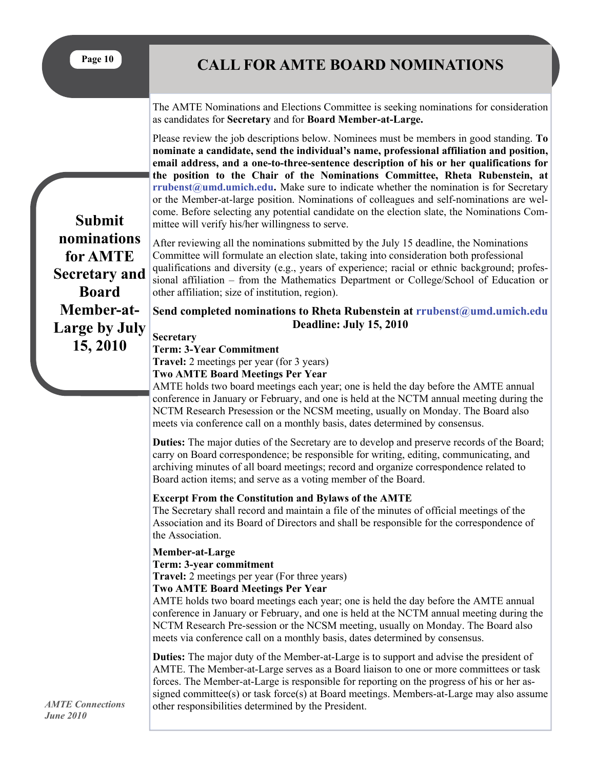# CALL FOR AMTE BOARD NOMINATIONS

**Submit nominations for AMTE Secretary and Board Member-at-Large by July 15, 2010**

The AMTE Nominations and Elections Committee is seeking nominations for consideration as candidates for **Secretary** and for **Board Member-at-Large.**

Please review the job descriptions below. Nominees must be members in good standing. **To nominate a candidate, send the individual's name, professional affiliation and position, email address, and a one-to-three-sentence description of his or her qualifications for the position to the Chair of the Nominations Committee, Rheta Rubenstein, at rrubenst@umd.umich.edu.** Make sure to indicate whether the nomination is for Secretary or the Member-at-large position. Nominations of colleagues and self-nominations are welcome. Before selecting any potential candidate on the election slate, the Nominations Committee will verify his/her willingness to serve.

After reviewing all the nominations submitted by the July 15 deadline, the Nominations Committee will formulate an election slate, taking into consideration both professional qualifications and diversity (e.g., years of experience; racial or ethnic background; professional affiliation – from the Mathematics Department or College/School of Education or other affiliation; size of institution, region).

**Send completed nominations to Rheta Rubenstein at rrubenst@umd.umich.edu**

**Deadline: July 15, 2010**

**Secretary**
**Term: 3-Year Commitment**
**Travel:** 2 meetings per year (for 3 years)
**Two AMTE Board Meetings Per Year**
AMTE holds two board meetings each year; one is held the day before the AMTE annual conference in January or February, and one is held at the NCTM annual meeting during the NCTM Research Presession or the NCSM meeting, usually on Monday. The Board also meets via conference call on a monthly basis, dates determined by consensus.

**Duties:** The major duties of the Secretary are to develop and preserve records of the Board; carry on Board correspondence; be responsible for writing, editing, communicating, and archiving minutes of all board meetings; record and organize correspondence related to Board action items; and serve as a voting member of the Board.

**Excerpt From the Constitution and Bylaws of the AMTE**
The Secretary shall record and maintain a file of the minutes of official meetings of the Association and its Board of Directors and shall be responsible for the correspondence of the Association.

**Member-at-Large**
**Term: 3-year commitment**
**Travel:** 2 meetings per year (For three years)
**Two AMTE Board Meetings Per Year**
AMTE holds two board meetings each year; one is held the day before the AMTE annual conference in January or February, and one is held at the NCTM annual meeting during the NCTM Research Pre-session or the NCSM meeting, usually on Monday. The Board also meets via conference call on a monthly basis, dates determined by consensus.

**Duties:** The major duty of the Member-at-Large is to support and advise the president of AMTE. The Member-at-Large serves as a Board liaison to one or more committees or task forces. The Member-at-Large is responsible for reporting on the progress of his or her assigned committee(s) or task force(s) at Board meetings. Members-at-Large may also assume other responsibilities determined by the President.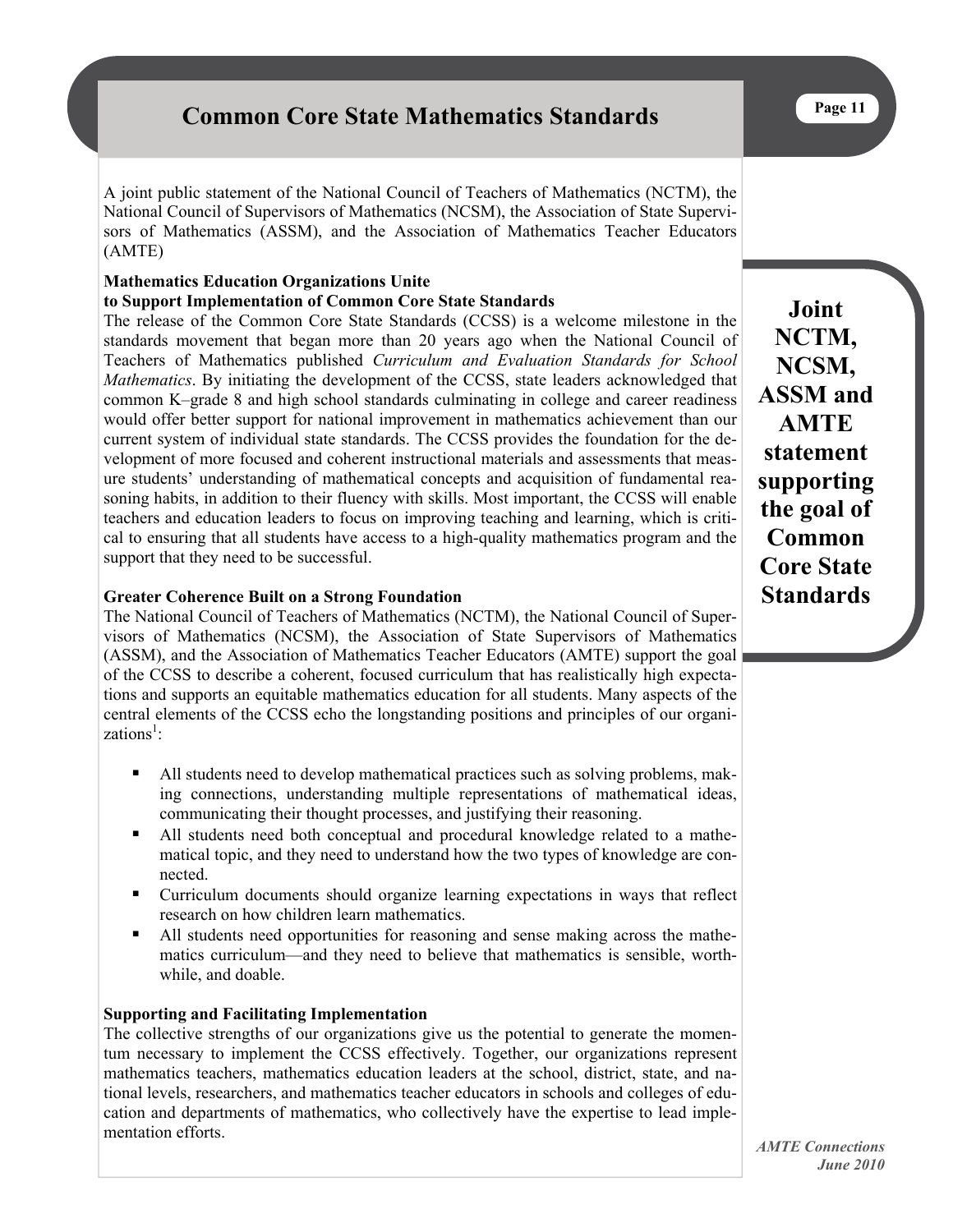# Common Core State Mathematics Standards

A joint public statement of the National Council of Teachers of Mathematics (NCTM), the National Council of Supervisors of Mathematics (NCSM), the Association of State Supervisors of Mathematics (ASSM), and the Association of Mathematics Teacher Educators (AMTE)

**Joint NCTM, NCSM, ASSM and AMTE statement supporting the goal of Common Core State Standards**

### Mathematics Education Organizations Unite to Support Implementation of Common Core State Standards

The release of the Common Core State Standards (CCSS) is a welcome milestone in the standards movement that began more than 20 years ago when the National Council of Teachers of Mathematics published *Curriculum and Evaluation Standards for School Mathematics*. By initiating the development of the CCSS, state leaders acknowledged that common K–grade 8 and high school standards culminating in college and career readiness would offer better support for national improvement in mathematics achievement than our current system of individual state standards. The CCSS provides the foundation for the development of more focused and coherent instructional materials and assessments that measure students' understanding of mathematical concepts and acquisition of fundamental reasoning habits, in addition to their fluency with skills. Most important, the CCSS will enable teachers and education leaders to focus on improving teaching and learning, which is critical to ensuring that all students have access to a high-quality mathematics program and the support that they need to be successful.

### Greater Coherence Built on a Strong Foundation

The National Council of Teachers of Mathematics (NCTM), the National Council of Supervisors of Mathematics (NCSM), the Association of State Supervisors of Mathematics (ASSM), and the Association of Mathematics Teacher Educators (AMTE) support the goal of the CCSS to describe a coherent, focused curriculum that has realistically high expectations and supports an equitable mathematics education for all students. Many aspects of the central elements of the CCSS echo the longstanding positions and principles of our organizations[1]:

- All students need to develop mathematical practices such as solving problems, making connections, understanding multiple representations of mathematical ideas, communicating their thought processes, and justifying their reasoning.
- All students need both conceptual and procedural knowledge related to a mathematical topic, and they need to understand how the two types of knowledge are connected.
- Curriculum documents should organize learning expectations in ways that reflect research on how children learn mathematics.
- All students need opportunities for reasoning and sense making across the mathematics curriculum—and they need to believe that mathematics is sensible, worthwhile, and doable.

### Supporting and Facilitating Implementation

The collective strengths of our organizations give us the potential to generate the momentum necessary to implement the CCSS effectively. Together, our organizations represent mathematics teachers, mathematics education leaders at the school, district, state, and national levels, researchers, and mathematics teacher educators in schools and colleges of education and departments of mathematics, who collectively have the expertise to lead implementation efforts.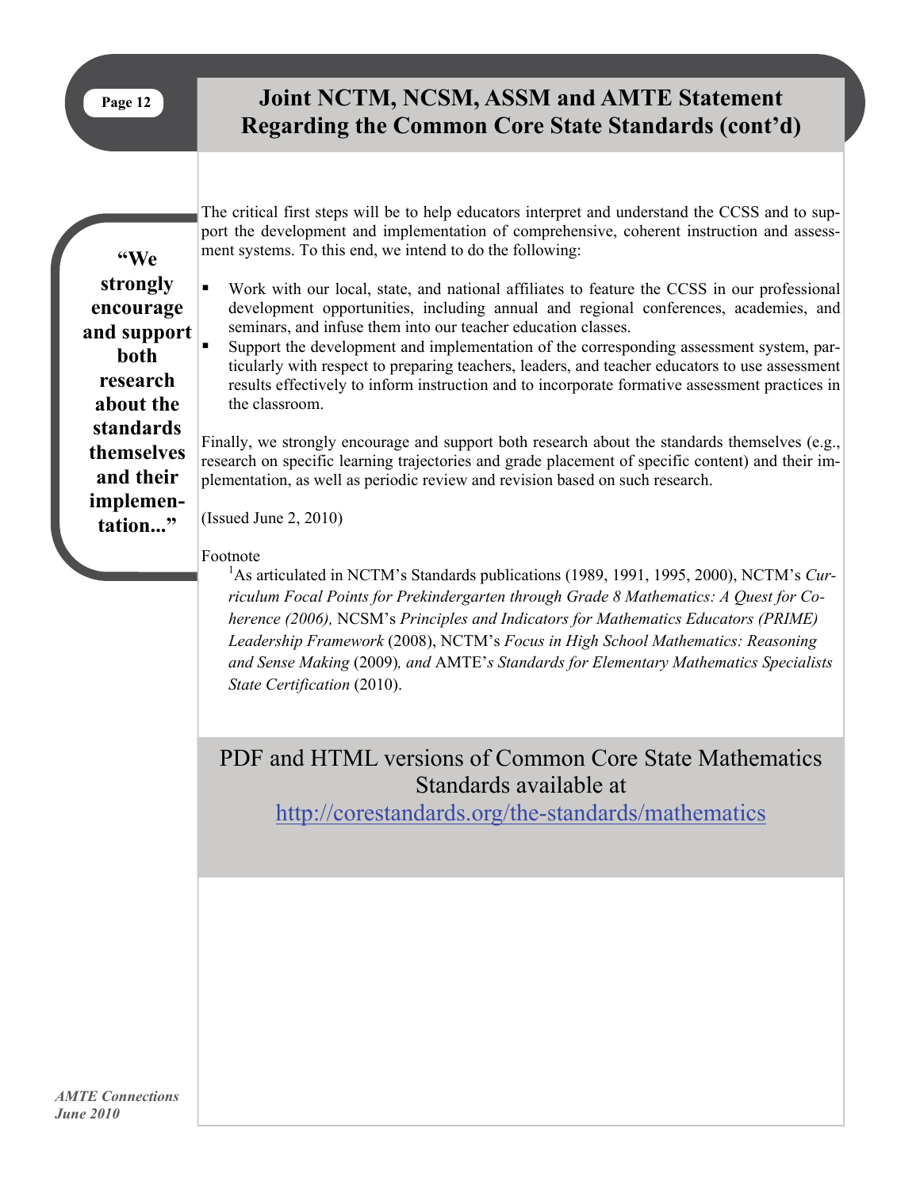# Joint NCTM, NCSM, ASSM and AMTE Statement Regarding the Common Core State Standards (cont'd)

**"We strongly encourage and support both research about the standards themselves and their implementation..."**

The critical first steps will be to help educators interpret and understand the CCSS and to support the development and implementation of comprehensive, coherent instruction and assessment systems. To this end, we intend to do the following:

- Work with our local, state, and national affiliates to feature the CCSS in our professional development opportunities, including annual and regional conferences, academies, and seminars, and infuse them into our teacher education classes.
- Support the development and implementation of the corresponding assessment system, particularly with respect to preparing teachers, leaders, and teacher educators to use assessment results effectively to inform instruction and to incorporate formative assessment practices in the classroom.

Finally, we strongly encourage and support both research about the standards themselves (e.g., research on specific learning trajectories and grade placement of specific content) and their implementation, as well as periodic review and revision based on such research.

(Issued June 2, 2010)

Footnote

[1]As articulated in NCTM's Standards publications (1989, 1991, 1995, 2000), NCTM's *Curriculum Focal Points for Prekindergarten through Grade 8 Mathematics: A Quest for Coherence (2006),* NCSM's *Principles and Indicators for Mathematics Educators (PRIME) Leadership Framework* (2008), NCTM's *Focus in High School Mathematics: Reasoning and Sense Making* (2009)*, and* AMTE'*s Standards for Elementary Mathematics Specialists State Certification* (2010).

PDF and HTML versions of Common Core State Mathematics Standards available at http://corestandards.org/the-standards/mathematics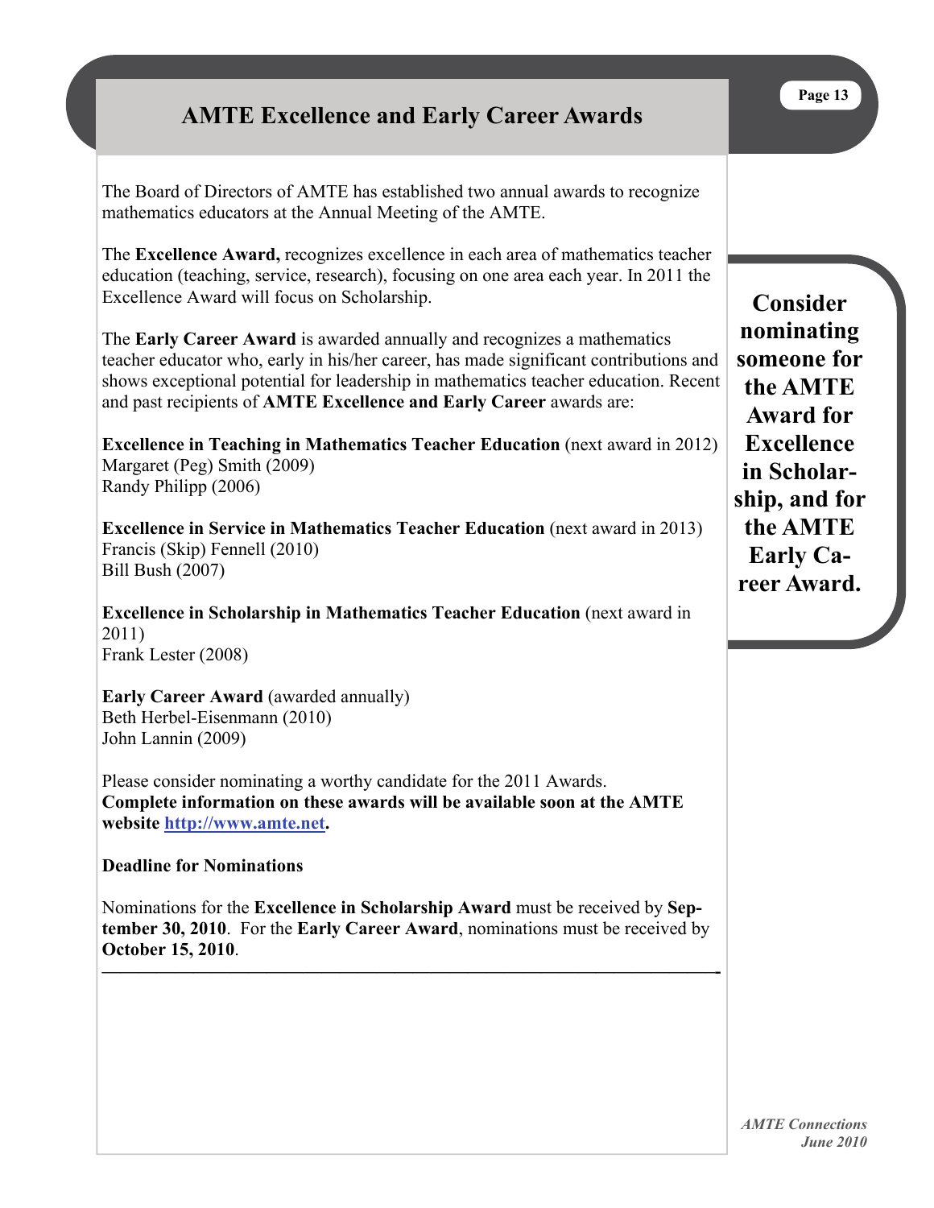# AMTE Excellence and Early Career Awards

The Board of Directors of AMTE has established two annual awards to recognize mathematics educators at the Annual Meeting of the AMTE.

The **Excellence Award,** recognizes excellence in each area of mathematics teacher education (teaching, service, research), focusing on one area each year. In 2011 the Excellence Award will focus on Scholarship.

The **Early Career Award** is awarded annually and recognizes a mathematics teacher educator who, early in his/her career, has made significant contributions and shows exceptional potential for leadership in mathematics teacher education. Recent and past recipients of **AMTE Excellence and Early Career** awards are:

**Excellence in Teaching in Mathematics Teacher Education** (next award in 2012)
Margaret (Peg) Smith (2009)
Randy Philipp (2006)

**Excellence in Service in Mathematics Teacher Education** (next award in 2013)
Francis (Skip) Fennell (2010)
Bill Bush (2007)

**Excellence in Scholarship in Mathematics Teacher Education** (next award in 2011)
Frank Lester (2008)

**Early Career Award** (awarded annually)
Beth Herbel-Eisenmann (2010)
John Lannin (2009)

Please consider nominating a worthy candidate for the 2011 Awards.
**Complete information on these awards will be available soon at the AMTE website [http://www.amte.net](http://www.amte.net).**

**Deadline for Nominations**

Nominations for the **Excellence in Scholarship Award** must be received by **September 30, 2010**. For the **Early Career Award**, nominations must be received by **October 15, 2010**.

---

**Consider nominating someone for the AMTE Award for Excellence in Scholarship, and for the AMTE Early Career Award.**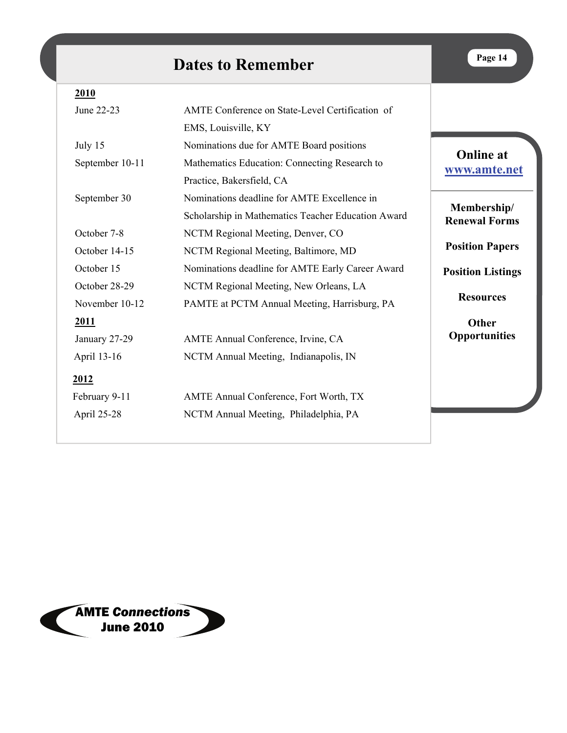# Dates to Remember

**2010**

| | |
|---|---|
| June 22-23 | AMTE Conference on State-Level Certification of EMS, Louisville, KY |
| July 15 | Nominations due for AMTE Board positions |
| September 10-11 | Mathematics Education: Connecting Research to Practice, Bakersfield, CA |
| September 30 | Nominations deadline for AMTE Excellence in Scholarship in Mathematics Teacher Education Award |
| October 7-8 | NCTM Regional Meeting, Denver, CO |
| October 14-15 | NCTM Regional Meeting, Baltimore, MD |
| October 15 | Nominations deadline for AMTE Early Career Award |
| October 28-29 | NCTM Regional Meeting, New Orleans, LA |
| November 10-12 | PAMTE at PCTM Annual Meeting, Harrisburg, PA |

**2011**

| | |
|---|---|
| January 27-29 | AMTE Annual Conference, Irvine, CA |
| April 13-16 | NCTM Annual Meeting, Indianapolis, IN |

**2012**

| | |
|---|---|
| February 9-11 | AMTE Annual Conference, Fort Worth, TX |
| April 25-28 | NCTM Annual Meeting, Philadelphia, PA |

**Online at www.amte.net**

**Membership/ Renewal Forms**

**Position Papers**

**Position Listings**

**Resources**

**Other Opportunities**